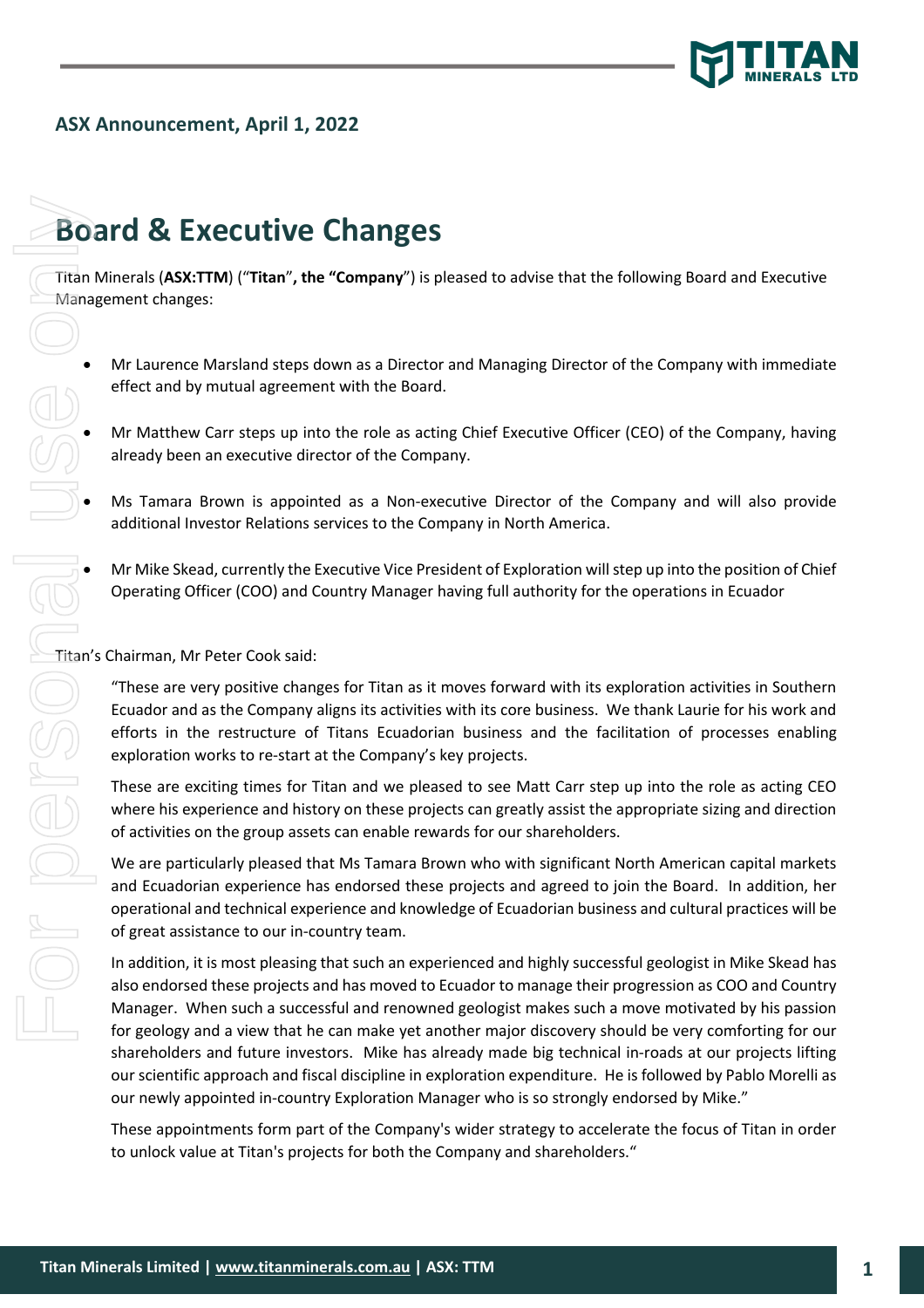**ASX Announcement, April 1, 2022**

# Board & Executive Changes

Titan Minerals (**ASX:TTM**) ("**Titan**", **the "Company**") is pleased to advise that the following Board and Executive Management changes:

- Mr Laurence Marsland steps down as a Director and Managing Director of the Company with immediate effect and by mutual agreement with the Board.
- Mr Matthew Carr steps up into the role as acting Chief Executive Officer (CEO) of the Company, having already been an executive director of the Company.
- Ms Tamara Brown is appointed as a Non-executive Director of the Company and will also provide additional Investor Relations services to the Company in North America.
- Mr Mike Skead, currently the Executive Vice President of Exploration will step up into the position of Chief Operating Officer (COO) and Country Manager having full authority for the operations in Ecuador

Titan's Chairman, Mr Peter Cook said:

> "These are very positive changes for Titan as it moves forward with its exploration activities in Southern Ecuador and as the Company aligns its activities with its core business. We thank Laurie for his work and efforts in the restructure of Titans Ecuadorian business and the facilitation of processes enabling exploration works to re-start at the Company's key projects.
>
> These are exciting times for Titan and we pleased to see Matt Carr step up into the role as acting CEO where his experience and history on these projects can greatly assist the appropriate sizing and direction of activities on the group assets can enable rewards for our shareholders.
>
> We are particularly pleased that Ms Tamara Brown who with significant North American capital markets and Ecuadorian experience has endorsed these projects and agreed to join the Board. In addition, her operational and technical experience and knowledge of Ecuadorian business and cultural practices will be of great assistance to our in-country team.
>
> In addition, it is most pleasing that such an experienced and highly successful geologist in Mike Skead has also endorsed these projects and has moved to Ecuador to manage their progression as COO and Country Manager. When such a successful and renowned geologist makes such a move motivated by his passion for geology and a view that he can make yet another major discovery should be very comforting for our shareholders and future investors. Mike has already made big technical in-roads at our projects lifting our scientific approach and fiscal discipline in exploration expenditure. He is followed by Pablo Morelli as our newly appointed in-country Exploration Manager who is so strongly endorsed by Mike."
>
> These appointments form part of the Company's wider strategy to accelerate the focus of Titan in order to unlock value at Titan's projects for both the Company and shareholders."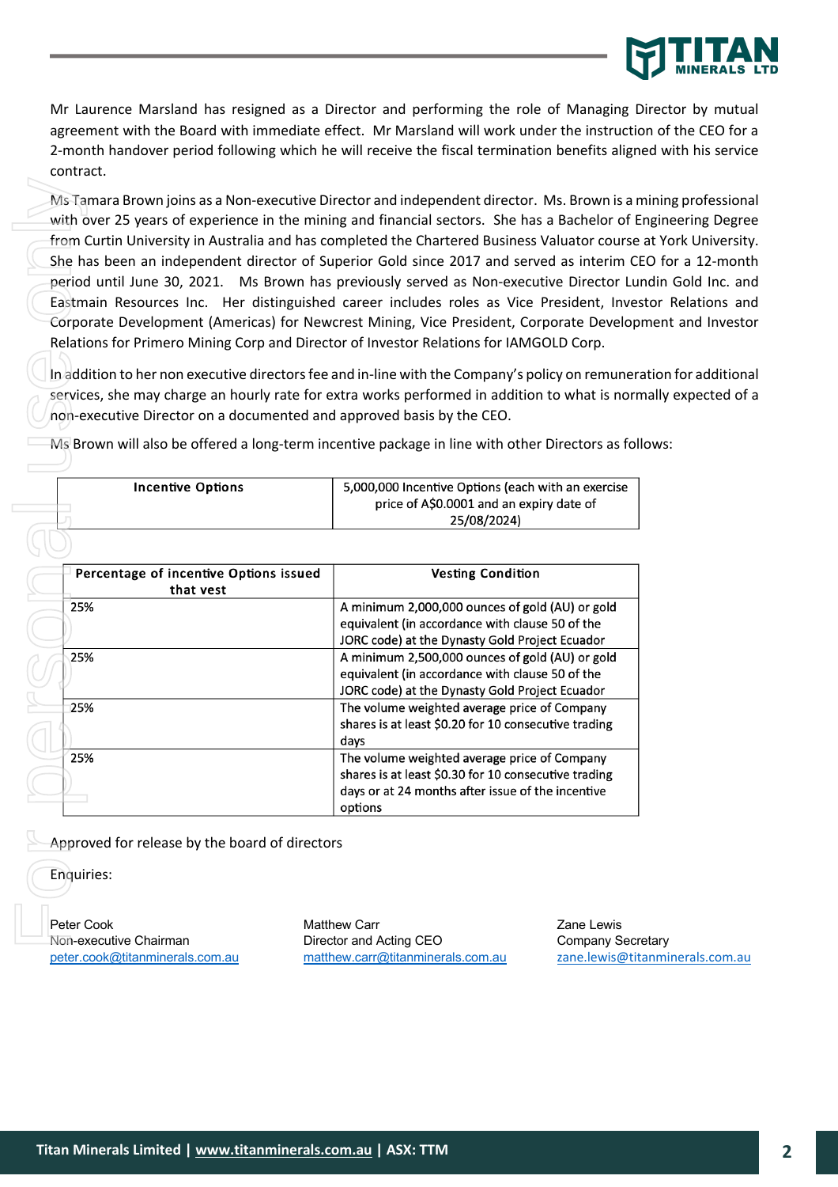Mr Laurence Marsland has resigned as a Director and performing the role of Managing Director by mutual agreement with the Board with immediate effect. Mr Marsland will work under the instruction of the CEO for a 2-month handover period following which he will receive the fiscal termination benefits aligned with his service contract.

Ms Tamara Brown joins as a Non-executive Director and independent director. Ms. Brown is a mining professional with over 25 years of experience in the mining and financial sectors. She has a Bachelor of Engineering Degree from Curtin University in Australia and has completed the Chartered Business Valuator course at York University. She has been an independent director of Superior Gold since 2017 and served as interim CEO for a 12-month period until June 30, 2021. Ms Brown has previously served as Non-executive Director Lundin Gold Inc. and Eastmain Resources Inc. Her distinguished career includes roles as Vice President, Investor Relations and Corporate Development (Americas) for Newcrest Mining, Vice President, Corporate Development and Investor Relations for Primero Mining Corp and Director of Investor Relations for IAMGOLD Corp.

In addition to her non executive directors fee and in-line with the Company's policy on remuneration for additional services, she may charge an hourly rate for extra works performed in addition to what is normally expected of a non-executive Director on a documented and approved basis by the CEO.

Ms Brown will also be offered a long-term incentive package in line with other Directors as follows:

| | |
|---|---|
| **Incentive Options** | 5,000,000 Incentive Options (each with an exercise price of A$0.0001 and an expiry date of 25/08/2024) |

| Percentage of incentive Options issued that vest | Vesting Condition |
|---|---|
| 25% | A minimum 2,000,000 ounces of gold (AU) or gold equivalent (in accordance with clause 50 of the JORC code) at the Dynasty Gold Project Ecuador |
| 25% | A minimum 2,500,000 ounces of gold (AU) or gold equivalent (in accordance with clause 50 of the JORC code) at the Dynasty Gold Project Ecuador |
| 25% | The volume weighted average price of Company shares is at least $0.20 for 10 consecutive trading days |
| 25% | The volume weighted average price of Company shares is at least $0.30 for 10 consecutive trading days or at 24 months after issue of the incentive options |

Approved for release by the board of directors

Enquiries:

Peter Cook
Non-executive Chairman
peter.cook@titanminerals.com.au

Matthew Carr
Director and Acting CEO
matthew.carr@titanminerals.com.au

Zane Lewis
Company Secretary
zane.lewis@titanminerals.com.au